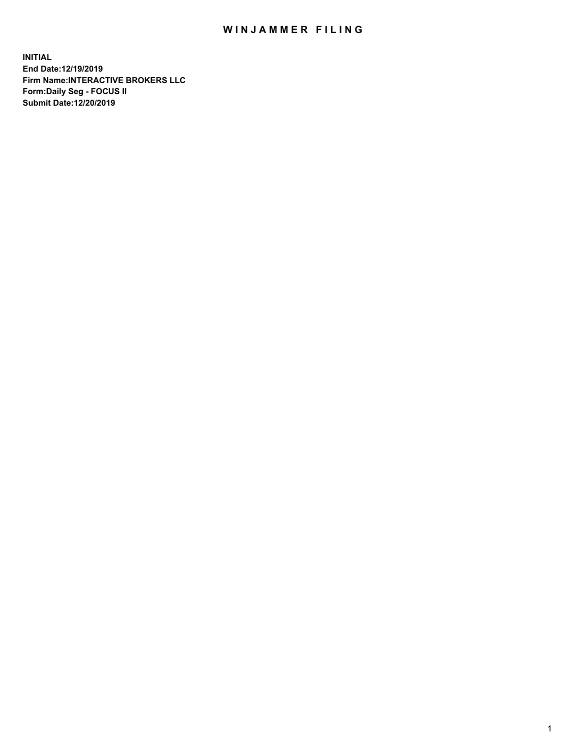# WINJAMMER FILING

**INITIAL**
**End Date:12/19/2019**
**Firm Name:INTERACTIVE BROKERS LLC**
**Form:Daily Seg - FOCUS II**
**Submit Date:12/20/2019**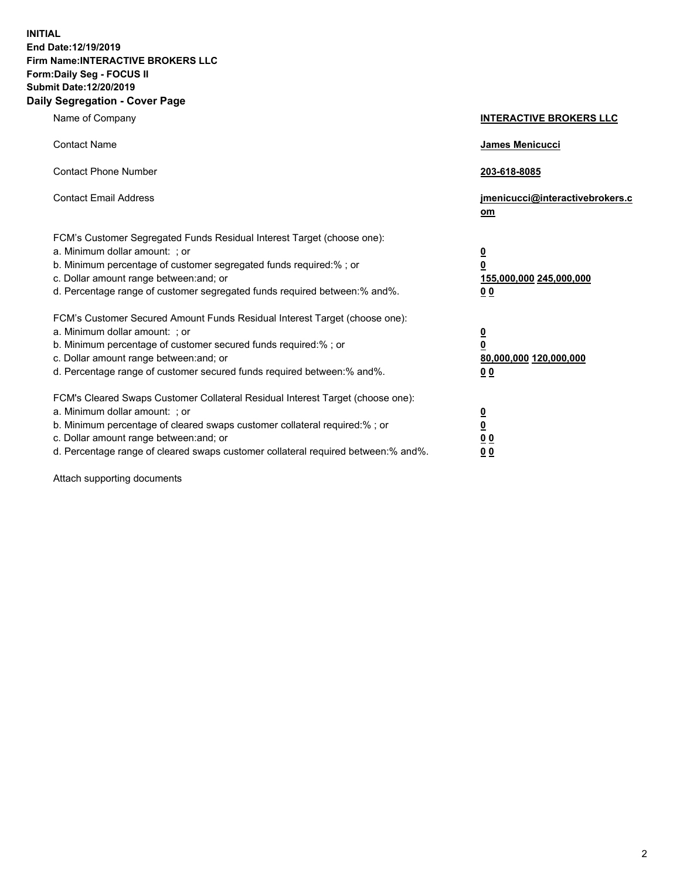**INITIAL**
**End Date:12/19/2019**
**Firm Name:INTERACTIVE BROKERS LLC**
**Form:Daily Seg - FOCUS II**
**Submit Date:12/20/2019**

**Daily Segregation - Cover Page**

| | |
|---|---|
| Name of Company | **INTERACTIVE BROKERS LLC** |
| Contact Name | **James Menicucci** |
| Contact Phone Number | **203-618-8085** |
| Contact Email Address | **jmenicucci@interactivebrokers.com** |

FCM's Customer Segregated Funds Residual Interest Target (choose one):

| | |
|---|---|
| a. Minimum dollar amount: ; or | **0** |
| b. Minimum percentage of customer segregated funds required:% ; or | **0** |
| c. Dollar amount range between:and; or | **155,000,000 245,000,000** |
| d. Percentage range of customer segregated funds required between:% and%. | **0 0** |

FCM's Customer Secured Amount Funds Residual Interest Target (choose one):

| | |
|---|---|
| a. Minimum dollar amount: ; or | **0** |
| b. Minimum percentage of customer secured funds required:% ; or | **0** |
| c. Dollar amount range between:and; or | **80,000,000 120,000,000** |
| d. Percentage range of customer secured funds required between:% and%. | **0 0** |

FCM's Cleared Swaps Customer Collateral Residual Interest Target (choose one):

| | |
|---|---|
| a. Minimum dollar amount: ; or | **0** |
| b. Minimum percentage of cleared swaps customer collateral required:% ; or | **0** |
| c. Dollar amount range between:and; or | **0 0** |
| d. Percentage range of cleared swaps customer collateral required between:% and%. | **0 0** |

Attach supporting documents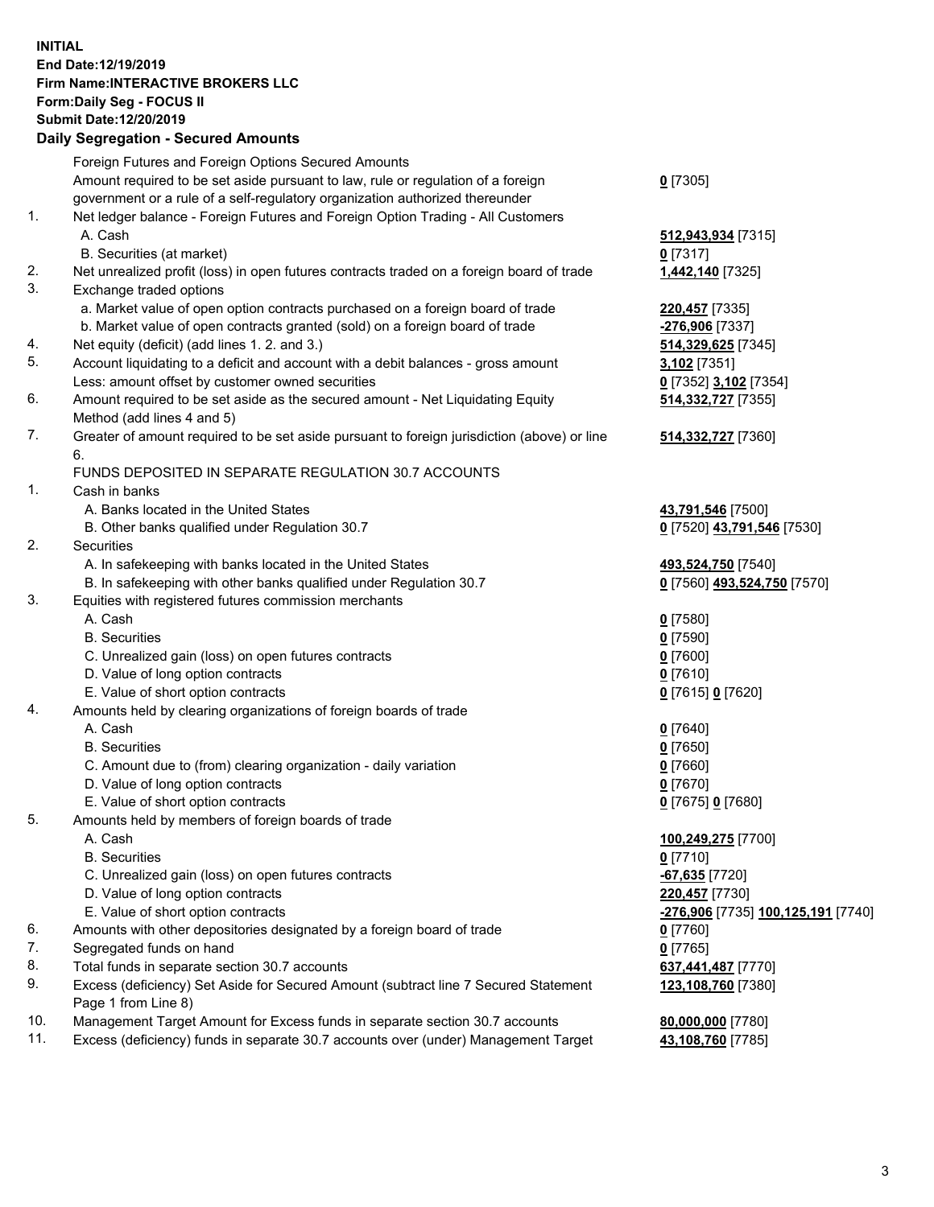**INITIAL**
**End Date:12/19/2019**
**Firm Name:INTERACTIVE BROKERS LLC**
**Form:Daily Seg - FOCUS II**
**Submit Date:12/20/2019**
**Daily Segregation - Secured Amounts**

| | | |
|---|---|---|
| | Foreign Futures and Foreign Options Secured Amounts | |
| | Amount required to be set aside pursuant to law, rule or regulation of a foreign government or a rule of a self-regulatory organization authorized thereunder | **0** [7305] |
| 1. | Net ledger balance - Foreign Futures and Foreign Option Trading - All Customers | |
| | A. Cash | **512,943,934** [7315] |
| | B. Securities (at market) | **0** [7317] |
| 2. | Net unrealized profit (loss) in open futures contracts traded on a foreign board of trade | **1,442,140** [7325] |
| 3. | Exchange traded options | |
| | a. Market value of open option contracts purchased on a foreign board of trade | **220,457** [7335] |
| | b. Market value of open contracts granted (sold) on a foreign board of trade | **-276,906** [7337] |
| 4. | Net equity (deficit) (add lines 1. 2. and 3.) | **514,329,625** [7345] |
| 5. | Account liquidating to a deficit and account with a debit balances - gross amount | **3,102** [7351] |
| | Less: amount offset by customer owned securities | **0** [7352] **3,102** [7354] |
| 6. | Amount required to be set aside as the secured amount - Net Liquidating Equity Method (add lines 4 and 5) | **514,332,727** [7355] |
| 7. | Greater of amount required to be set aside pursuant to foreign jurisdiction (above) or line 6. | **514,332,727** [7360] |
| | FUNDS DEPOSITED IN SEPARATE REGULATION 30.7 ACCOUNTS | |
| 1. | Cash in banks | |
| | A. Banks located in the United States | **43,791,546** [7500] |
| | B. Other banks qualified under Regulation 30.7 | **0** [7520] **43,791,546** [7530] |
| 2. | Securities | |
| | A. In safekeeping with banks located in the United States | **493,524,750** [7540] |
| | B. In safekeeping with other banks qualified under Regulation 30.7 | **0** [7560] **493,524,750** [7570] |
| 3. | Equities with registered futures commission merchants | |
| | A. Cash | **0** [7580] |
| | B. Securities | **0** [7590] |
| | C. Unrealized gain (loss) on open futures contracts | **0** [7600] |
| | D. Value of long option contracts | **0** [7610] |
| | E. Value of short option contracts | **0** [7615] **0** [7620] |
| 4. | Amounts held by clearing organizations of foreign boards of trade | |
| | A. Cash | **0** [7640] |
| | B. Securities | **0** [7650] |
| | C. Amount due to (from) clearing organization - daily variation | **0** [7660] |
| | D. Value of long option contracts | **0** [7670] |
| | E. Value of short option contracts | **0** [7675] **0** [7680] |
| 5. | Amounts held by members of foreign boards of trade | |
| | A. Cash | **100,249,275** [7700] |
| | B. Securities | **0** [7710] |
| | C. Unrealized gain (loss) on open futures contracts | **-67,635** [7720] |
| | D. Value of long option contracts | **220,457** [7730] |
| | E. Value of short option contracts | **-276,906** [7735] **100,125,191** [7740] |
| 6. | Amounts with other depositories designated by a foreign board of trade | **0** [7760] |
| 7. | Segregated funds on hand | **0** [7765] |
| 8. | Total funds in separate section 30.7 accounts | **637,441,487** [7770] |
| 9. | Excess (deficiency) Set Aside for Secured Amount (subtract line 7 Secured Statement Page 1 from Line 8) | **123,108,760** [7380] |
| 10. | Management Target Amount for Excess funds in separate section 30.7 accounts | **80,000,000** [7780] |
| 11. | Excess (deficiency) funds in separate 30.7 accounts over (under) Management Target | **43,108,760** [7785] |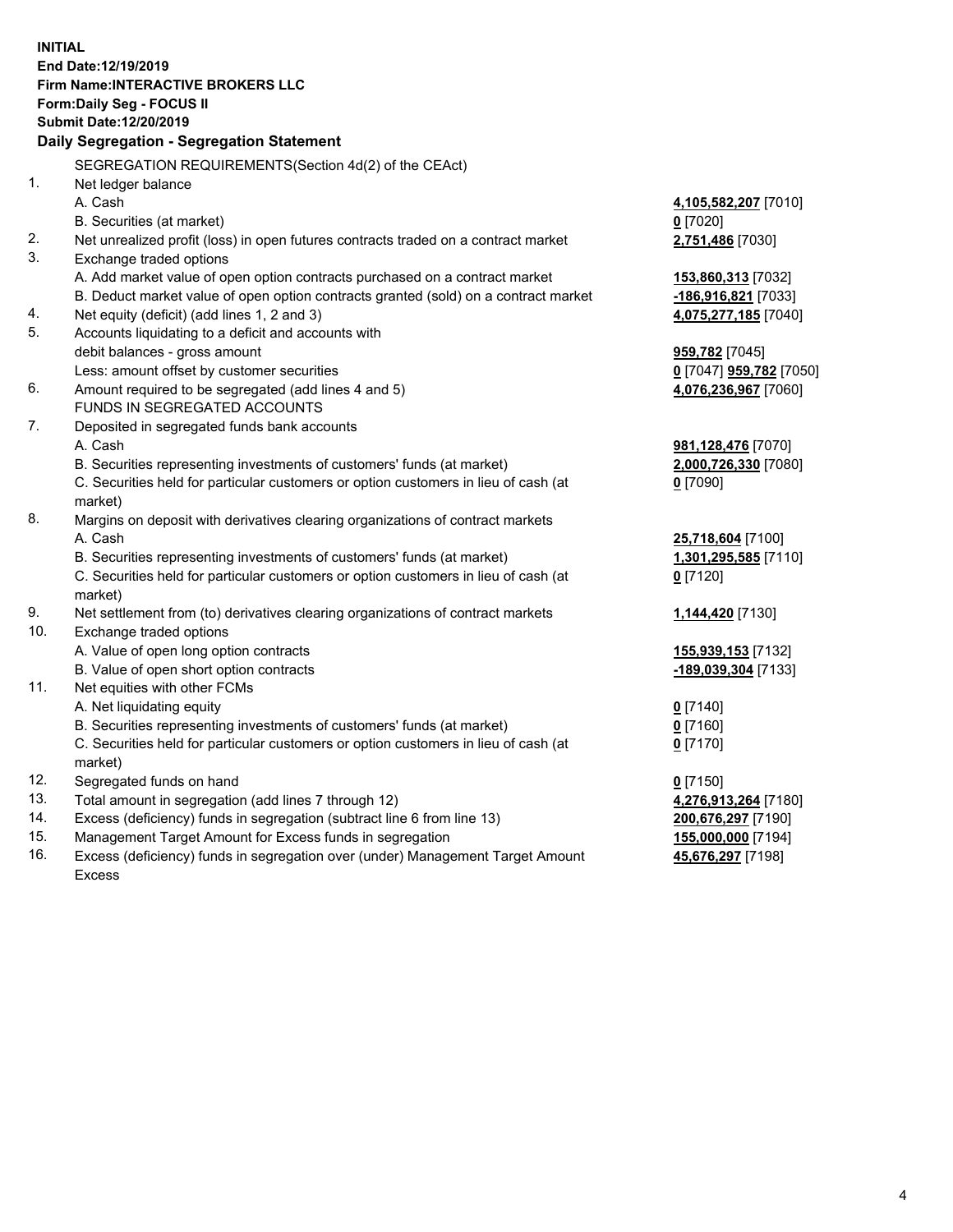**INITIAL**
**End Date:12/19/2019**
**Firm Name:INTERACTIVE BROKERS LLC**
**Form:Daily Seg - FOCUS II**
**Submit Date:12/20/2019**

## Daily Segregation - Segregation Statement

SEGREGATION REQUIREMENTS(Section 4d(2) of the CEAct)

| | | |
|---|---|---|
| 1. | Net ledger balance | |
| | A. Cash | **4,105,582,207** [7010] |
| | B. Securities (at market) | **0** [7020] |
| 2. | Net unrealized profit (loss) in open futures contracts traded on a contract market | **2,751,486** [7030] |
| 3. | Exchange traded options | |
| | A. Add market value of open option contracts purchased on a contract market | **153,860,313** [7032] |
| | B. Deduct market value of open option contracts granted (sold) on a contract market | **-186,916,821** [7033] |
| 4. | Net equity (deficit) (add lines 1, 2 and 3) | **4,075,277,185** [7040] |
| 5. | Accounts liquidating to a deficit and accounts with debit balances - gross amount | **959,782** [7045] |
| | Less: amount offset by customer securities | **0** [7047] **959,782** [7050] |
| 6. | Amount required to be segregated (add lines 4 and 5) | **4,076,236,967** [7060] |
| | FUNDS IN SEGREGATED ACCOUNTS | |
| 7. | Deposited in segregated funds bank accounts | |
| | A. Cash | **981,128,476** [7070] |
| | B. Securities representing investments of customers' funds (at market) | **2,000,726,330** [7080] |
| | C. Securities held for particular customers or option customers in lieu of cash (at market) | **0** [7090] |
| 8. | Margins on deposit with derivatives clearing organizations of contract markets | |
| | A. Cash | **25,718,604** [7100] |
| | B. Securities representing investments of customers' funds (at market) | **1,301,295,585** [7110] |
| | C. Securities held for particular customers or option customers in lieu of cash (at market) | **0** [7120] |
| 9. | Net settlement from (to) derivatives clearing organizations of contract markets | **1,144,420** [7130] |
| 10. | Exchange traded options | |
| | A. Value of open long option contracts | **155,939,153** [7132] |
| | B. Value of open short option contracts | **-189,039,304** [7133] |
| 11. | Net equities with other FCMs | |
| | A. Net liquidating equity | **0** [7140] |
| | B. Securities representing investments of customers' funds (at market) | **0** [7160] |
| | C. Securities held for particular customers or option customers in lieu of cash (at market) | **0** [7170] |
| 12. | Segregated funds on hand | **0** [7150] |
| 13. | Total amount in segregation (add lines 7 through 12) | **4,276,913,264** [7180] |
| 14. | Excess (deficiency) funds in segregation (subtract line 6 from line 13) | **200,676,297** [7190] |
| 15. | Management Target Amount for Excess funds in segregation | **155,000,000** [7194] |
| 16. | Excess (deficiency) funds in segregation over (under) Management Target Amount Excess | **45,676,297** [7198] |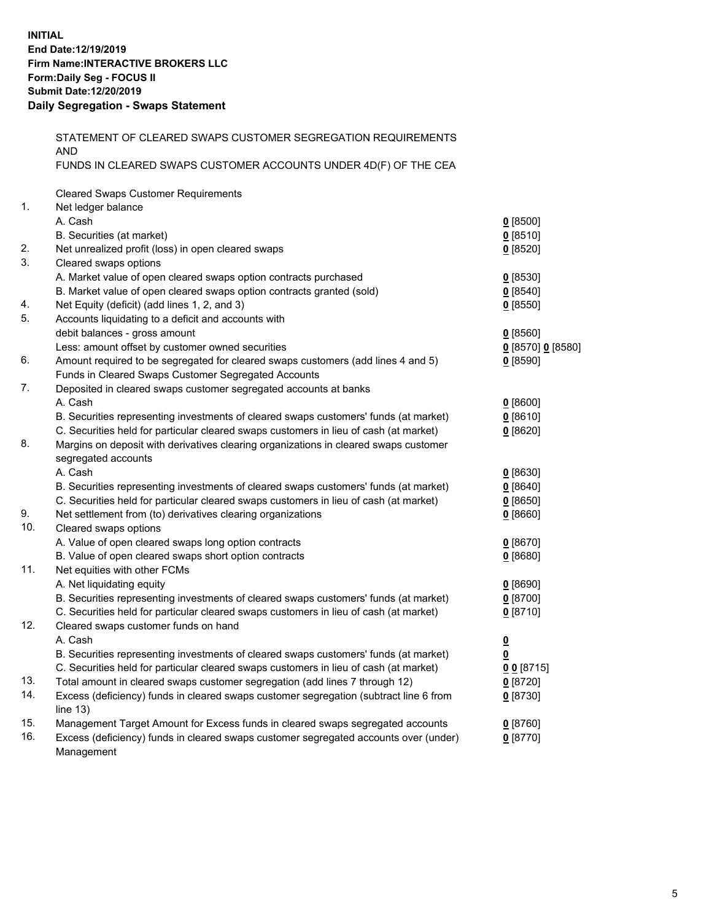**INITIAL**
**End Date:12/19/2019**
**Firm Name:INTERACTIVE BROKERS LLC**
**Form:Daily Seg - FOCUS II**
**Submit Date:12/20/2019**
**Daily Segregation - Swaps Statement**

STATEMENT OF CLEARED SWAPS CUSTOMER SEGREGATION REQUIREMENTS AND FUNDS IN CLEARED SWAPS CUSTOMER ACCOUNTS UNDER 4D(F) OF THE CEA

| | | |
|---|---|---|
| | Cleared Swaps Customer Requirements | |
| 1. | Net ledger balance | |
| | A. Cash | 0 [8500] |
| | B. Securities (at market) | 0 [8510] |
| 2. | Net unrealized profit (loss) in open cleared swaps | 0 [8520] |
| 3. | Cleared swaps options | |
| | A. Market value of open cleared swaps option contracts purchased | 0 [8530] |
| | B. Market value of open cleared swaps option contracts granted (sold) | 0 [8540] |
| 4. | Net Equity (deficit) (add lines 1, 2, and 3) | 0 [8550] |
| 5. | Accounts liquidating to a deficit and accounts with debit balances - gross amount | 0 [8560] |
| | Less: amount offset by customer owned securities | 0 [8570] 0 [8580] |
| 6. | Amount required to be segregated for cleared swaps customers (add lines 4 and 5) | 0 [8590] |
| | Funds in Cleared Swaps Customer Segregated Accounts | |
| 7. | Deposited in cleared swaps customer segregated accounts at banks | |
| | A. Cash | 0 [8600] |
| | B. Securities representing investments of cleared swaps customers' funds (at market) | 0 [8610] |
| | C. Securities held for particular cleared swaps customers in lieu of cash (at market) | 0 [8620] |
| 8. | Margins on deposit with derivatives clearing organizations in cleared swaps customer segregated accounts | |
| | A. Cash | 0 [8630] |
| | B. Securities representing investments of cleared swaps customers' funds (at market) | 0 [8640] |
| | C. Securities held for particular cleared swaps customers in lieu of cash (at market) | 0 [8650] |
| 9. | Net settlement from (to) derivatives clearing organizations | 0 [8660] |
| 10. | Cleared swaps options | |
| | A. Value of open cleared swaps long option contracts | 0 [8670] |
| | B. Value of open cleared swaps short option contracts | 0 [8680] |
| 11. | Net equities with other FCMs | |
| | A. Net liquidating equity | 0 [8690] |
| | B. Securities representing investments of cleared swaps customers' funds (at market) | 0 [8700] |
| | C. Securities held for particular cleared swaps customers in lieu of cash (at market) | 0 [8710] |
| 12. | Cleared swaps customer funds on hand | |
| | A. Cash | 0 |
| | B. Securities representing investments of cleared swaps customers' funds (at market) | 0 |
| | C. Securities held for particular cleared swaps customers in lieu of cash (at market) | 0 0 [8715] |
| 13. | Total amount in cleared swaps customer segregation (add lines 7 through 12) | 0 [8720] |
| 14. | Excess (deficiency) funds in cleared swaps customer segregation (subtract line 6 from line 13) | 0 [8730] |
| 15. | Management Target Amount for Excess funds in cleared swaps segregated accounts | 0 [8760] |
| 16. | Excess (deficiency) funds in cleared swaps customer segregated accounts over (under) Management | 0 [8770] |